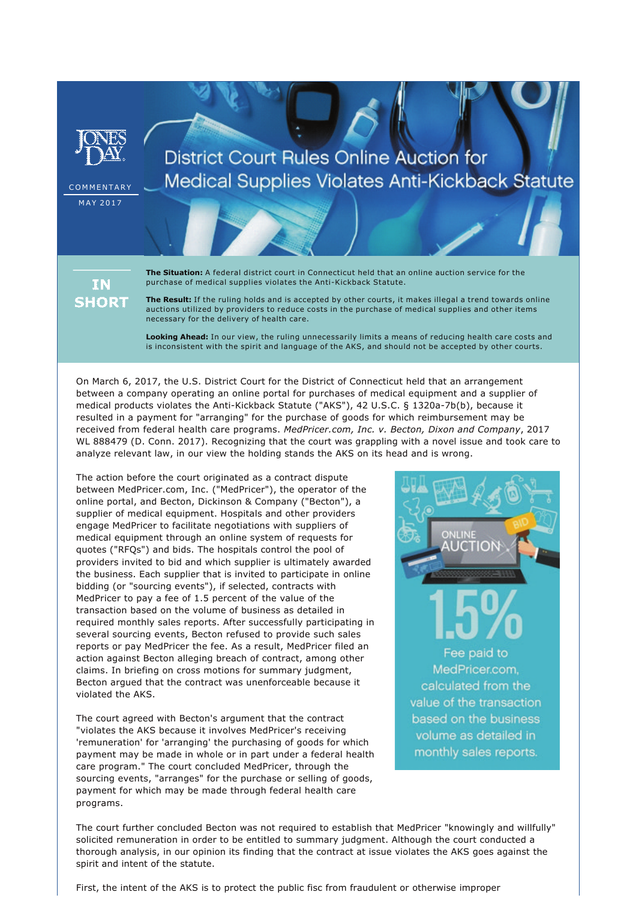JONES DAY

COMMENTARY

MAY 2017

# District Court Rules Online Auction for Medical Supplies Violates Anti-Kickback Statute

## IN SHORT

**The Situation:** A federal district court in Connecticut held that an online auction service for the purchase of medical supplies violates the Anti-Kickback Statute.

**The Result:** If the ruling holds and is accepted by other courts, it makes illegal a trend towards online auctions utilized by providers to reduce costs in the purchase of medical supplies and other items necessary for the delivery of health care.

**Looking Ahead:** In our view, the ruling unnecessarily limits a means of reducing health care costs and is inconsistent with the spirit and language of the AKS, and should not be accepted by other courts.

On March 6, 2017, the U.S. District Court for the District of Connecticut held that an arrangement between a company operating an online portal for purchases of medical equipment and a supplier of medical products violates the Anti-Kickback Statute ("AKS"), 42 U.S.C. § 1320a-7b(b), because it resulted in a payment for "arranging" for the purchase of goods for which reimbursement may be received from federal health care programs. *MedPricer.com, Inc. v. Becton, Dixon and Company*, 2017 WL 888479 (D. Conn. 2017). Recognizing that the court was grappling with a novel issue and took care to analyze relevant law, in our view the holding stands the AKS on its head and is wrong.

The action before the court originated as a contract dispute between MedPricer.com, Inc. ("MedPricer"), the operator of the online portal, and Becton, Dickinson & Company ("Becton"), a supplier of medical equipment. Hospitals and other providers engage MedPricer to facilitate negotiations with suppliers of medical equipment through an online system of requests for quotes ("RFQs") and bids. The hospitals control the pool of providers invited to bid and which supplier is ultimately awarded the business. Each supplier that is invited to participate in online bidding (or "sourcing events"), if selected, contracts with MedPricer to pay a fee of 1.5 percent of the value of the transaction based on the volume of business as detailed in required monthly sales reports. After successfully participating in several sourcing events, Becton refused to provide such sales reports or pay MedPricer the fee. As a result, MedPricer filed an action against Becton alleging breach of contract, among other claims. In briefing on cross motions for summary judgment, Becton argued that the contract was unenforceable because it violated the AKS.

ONLINE AUCTION

BID

1.5%

Fee paid to MedPricer.com, calculated from the value of the transaction based on the business volume as detailed in monthly sales reports.

The court agreed with Becton's argument that the contract "violates the AKS because it involves MedPricer's receiving 'remuneration' for 'arranging' the purchasing of goods for which payment may be made in whole or in part under a federal health care program." The court concluded MedPricer, through the sourcing events, "arranges" for the purchase or selling of goods, payment for which may be made through federal health care programs.

The court further concluded Becton was not required to establish that MedPricer "knowingly and willfully" solicited remuneration in order to be entitled to summary judgment. Although the court conducted a thorough analysis, in our opinion its finding that the contract at issue violates the AKS goes against the spirit and intent of the statute.

First, the intent of the AKS is to protect the public fisc from fraudulent or otherwise improper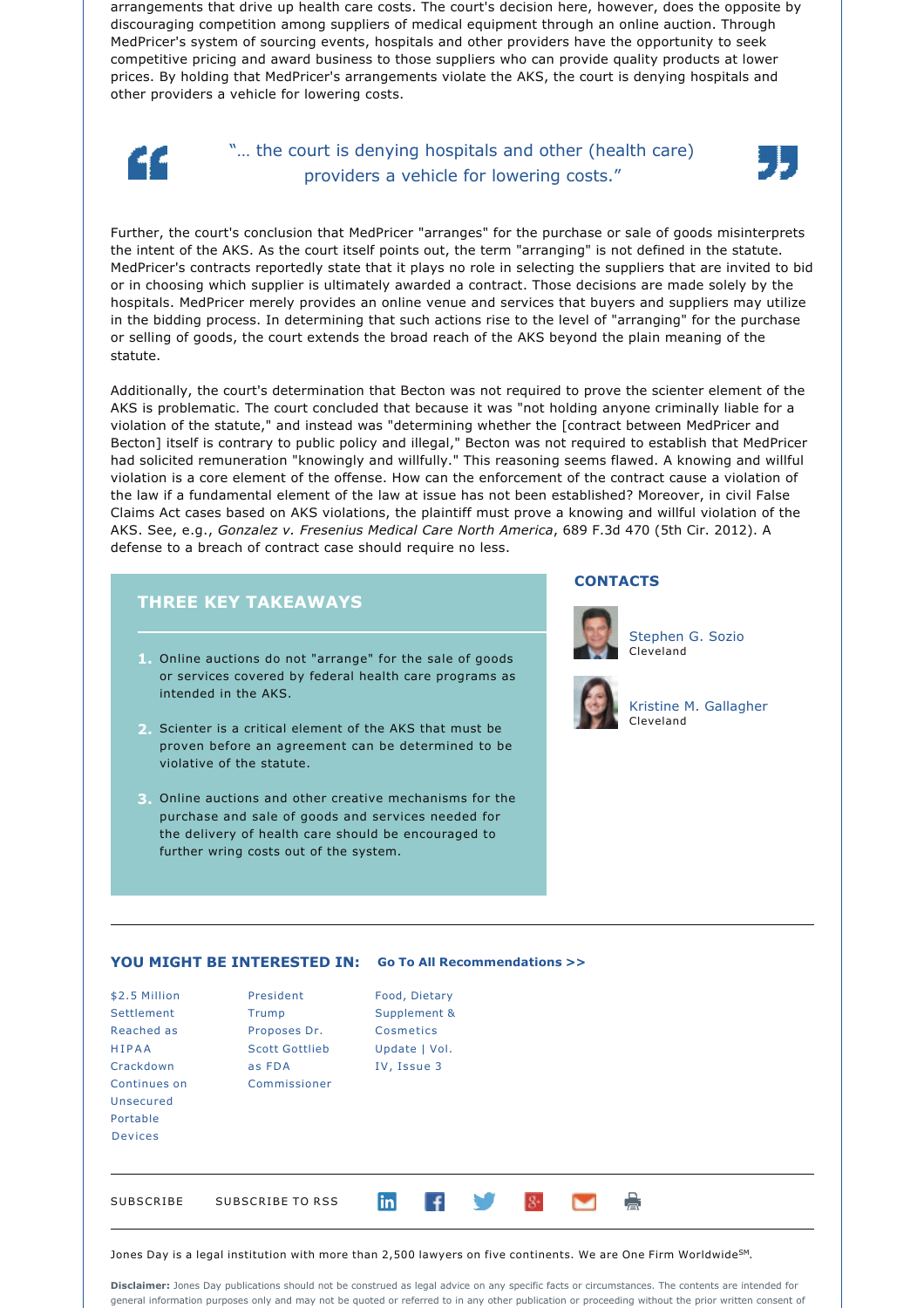arrangements that drive up health care costs. The court's decision here, however, does the opposite by discouraging competition among suppliers of medical equipment through an online auction. Through MedPricer's system of sourcing events, hospitals and other providers have the opportunity to seek competitive pricing and award business to those suppliers who can provide quality products at lower prices. By holding that MedPricer's arrangements violate the AKS, the court is denying hospitals and other providers a vehicle for lowering costs.

> "… the court is denying hospitals and other (health care) providers a vehicle for lowering costs."

Further, the court's conclusion that MedPricer "arranges" for the purchase or sale of goods misinterprets the intent of the AKS. As the court itself points out, the term "arranging" is not defined in the statute. MedPricer's contracts reportedly state that it plays no role in selecting the suppliers that are invited to bid or in choosing which supplier is ultimately awarded a contract. Those decisions are made solely by the hospitals. MedPricer merely provides an online venue and services that buyers and suppliers may utilize in the bidding process. In determining that such actions rise to the level of "arranging" for the purchase or selling of goods, the court extends the broad reach of the AKS beyond the plain meaning of the statute.

Additionally, the court's determination that Becton was not required to prove the scienter element of the AKS is problematic. The court concluded that because it was "not holding anyone criminally liable for a violation of the statute," and instead was "determining whether the [contract between MedPricer and Becton] itself is contrary to public policy and illegal," Becton was not required to establish that MedPricer had solicited remuneration "knowingly and willfully." This reasoning seems flawed. A knowing and willful violation is a core element of the offense. How can the enforcement of the contract cause a violation of the law if a fundamental element of the law at issue has not been established? Moreover, in civil False Claims Act cases based on AKS violations, the plaintiff must prove a knowing and willful violation of the AKS. See, e.g., *Gonzalez v. Fresenius Medical Care North America*, 689 F.3d 470 (5th Cir. 2012). A defense to a breach of contract case should require no less.

## THREE KEY TAKEAWAYS

1. Online auctions do not "arrange" for the sale of goods or services covered by federal health care programs as intended in the AKS.
2. Scienter is a critical element of the AKS that must be proven before an agreement can be determined to be violative of the statute.
3. Online auctions and other creative mechanisms for the purchase and sale of goods and services needed for the delivery of health care should be encouraged to further wring costs out of the system.

## CONTACTS

Stephen G. Sozio
Cleveland

Kristine M. Gallagher
Cleveland

---

## YOU MIGHT BE INTERESTED IN: Go To All Recommendations >>

- $2.5 Million Settlement Reached as HIPAA Crackdown Continues on Unsecured Portable Devices
- President Trump Proposes Dr. Scott Gottlieb as FDA Commissioner
- Food, Dietary Supplement & Cosmetics Update | Vol. IV, Issue 3

---

SUBSCRIBE    SUBSCRIBE TO RSS

---

Jones Day is a legal institution with more than 2,500 lawyers on five continents. We are One Firm Worldwide℠.

**Disclaimer:** Jones Day publications should not be construed as legal advice on any specific facts or circumstances. The contents are intended for general information purposes only and may not be quoted or referred to in any other publication or proceeding without the prior written consent of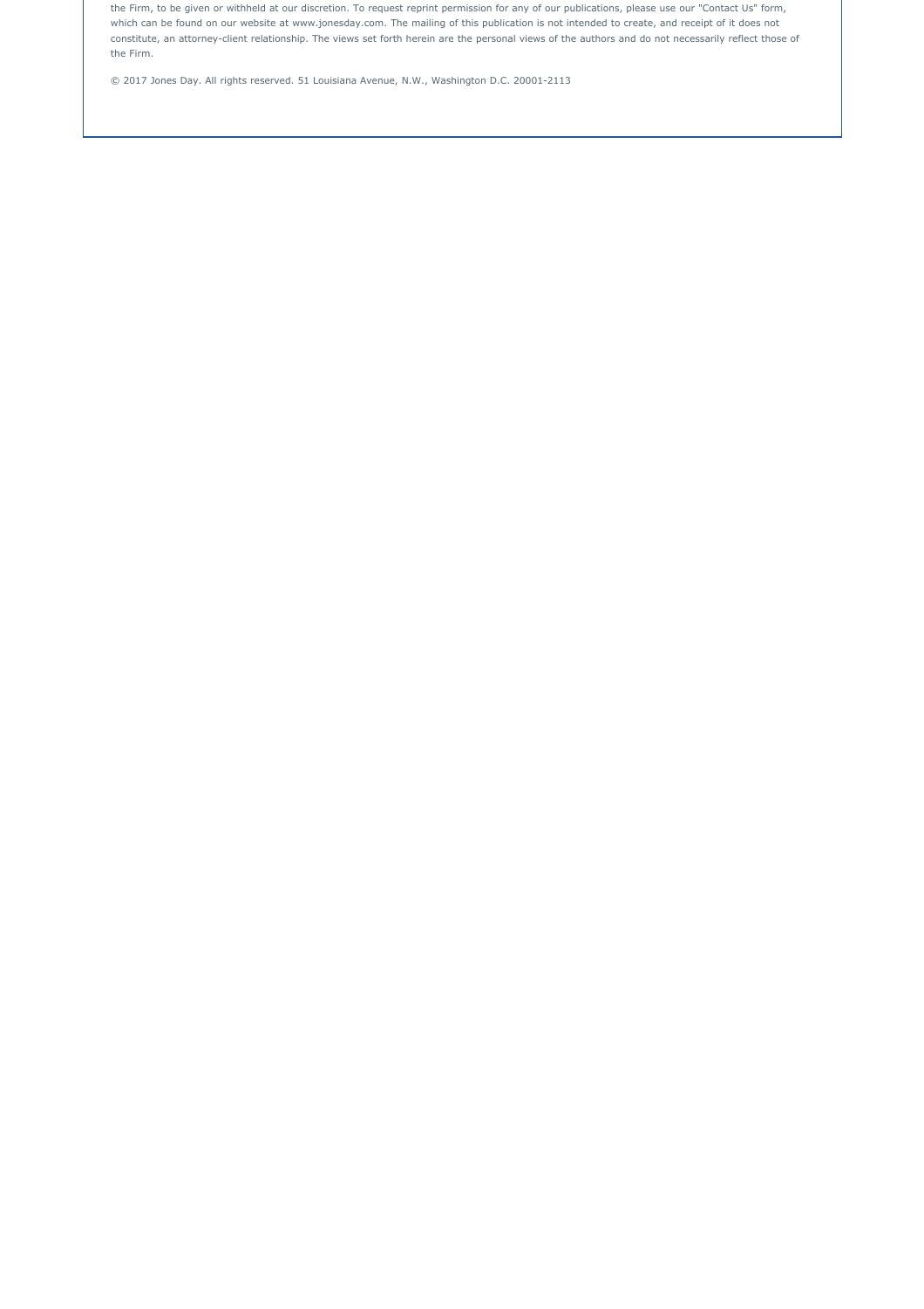the Firm, to be given or withheld at our discretion. To request reprint permission for any of our publications, please use our "Contact Us" form, which can be found on our website at www.jonesday.com. The mailing of this publication is not intended to create, and receipt of it does not constitute, an attorney-client relationship. The views set forth herein are the personal views of the authors and do not necessarily reflect those of the Firm.

© 2017 Jones Day. All rights reserved. 51 Louisiana Avenue, N.W., Washington D.C. 20001-2113